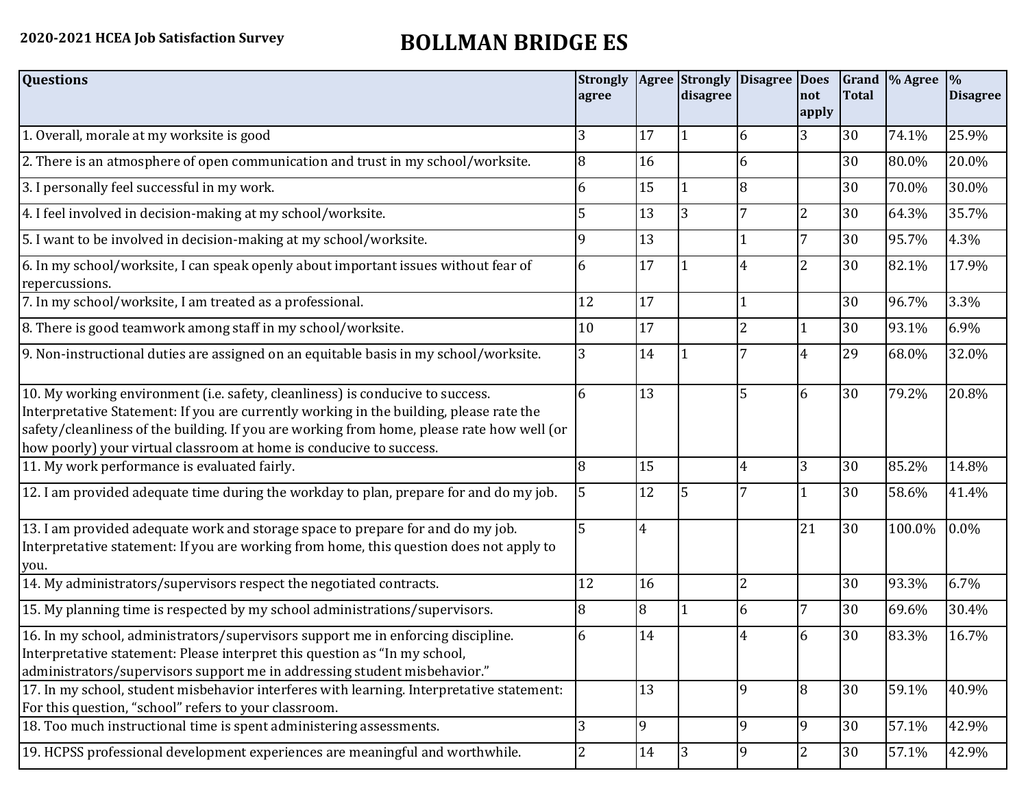2020-2021 HCEA Job Satisfaction Survey

# BOLLMAN BRIDGE ES

| Questions | Strongly agree | Agree | Strongly disagree | Disagree | Does not apply | Grand Total | % Agree | % Disagree |
|---|---|---|---|---|---|---|---|---|
| 1. Overall, morale at my worksite is good | 3 | 17 | 1 | 6 | 3 | 30 | 74.1% | 25.9% |
| 2. There is an atmosphere of open communication and trust in my school/worksite. | 8 | 16 | | 6 | | 30 | 80.0% | 20.0% |
| 3. I personally feel successful in my work. | 6 | 15 | 1 | 8 | | 30 | 70.0% | 30.0% |
| 4. I feel involved in decision-making at my school/worksite. | 5 | 13 | 3 | 7 | 2 | 30 | 64.3% | 35.7% |
| 5. I want to be involved in decision-making at my school/worksite. | 9 | 13 | | 1 | 7 | 30 | 95.7% | 4.3% |
| 6. In my school/worksite, I can speak openly about important issues without fear of repercussions. | 6 | 17 | 1 | 4 | 2 | 30 | 82.1% | 17.9% |
| 7. In my school/worksite, I am treated as a professional. | 12 | 17 | | 1 | | 30 | 96.7% | 3.3% |
| 8. There is good teamwork among staff in my school/worksite. | 10 | 17 | | 2 | 1 | 30 | 93.1% | 6.9% |
| 9. Non-instructional duties are assigned on an equitable basis in my school/worksite. | 3 | 14 | 1 | 7 | 4 | 29 | 68.0% | 32.0% |
| 10. My working environment (i.e. safety, cleanliness) is conducive to success. Interpretative Statement: If you are currently working in the building, please rate the safety/cleanliness of the building. If you are working from home, please rate how well (or how poorly) your virtual classroom at home is conducive to success. | 6 | 13 | | 5 | 6 | 30 | 79.2% | 20.8% |
| 11. My work performance is evaluated fairly. | 8 | 15 | | 4 | 3 | 30 | 85.2% | 14.8% |
| 12. I am provided adequate time during the workday to plan, prepare for and do my job. | 5 | 12 | 5 | 7 | 1 | 30 | 58.6% | 41.4% |
| 13. I am provided adequate work and storage space to prepare for and do my job. Interpretative statement: If you are working from home, this question does not apply to you. | 5 | 4 | | | 21 | 30 | 100.0% | 0.0% |
| 14. My administrators/supervisors respect the negotiated contracts. | 12 | 16 | | 2 | | 30 | 93.3% | 6.7% |
| 15. My planning time is respected by my school administrations/supervisors. | 8 | 8 | 1 | 6 | 7 | 30 | 69.6% | 30.4% |
| 16. In my school, administrators/supervisors support me in enforcing discipline. Interpretative statement: Please interpret this question as "In my school, administrators/supervisors support me in addressing student misbehavior." | 6 | 14 | | 4 | 6 | 30 | 83.3% | 16.7% |
| 17. In my school, student misbehavior interferes with learning. Interpretative statement: For this question, "school" refers to your classroom. | | 13 | | 9 | 8 | 30 | 59.1% | 40.9% |
| 18. Too much instructional time is spent administering assessments. | 3 | 9 | | 9 | 9 | 30 | 57.1% | 42.9% |
| 19. HCPSS professional development experiences are meaningful and worthwhile. | 2 | 14 | 3 | 9 | 2 | 30 | 57.1% | 42.9% |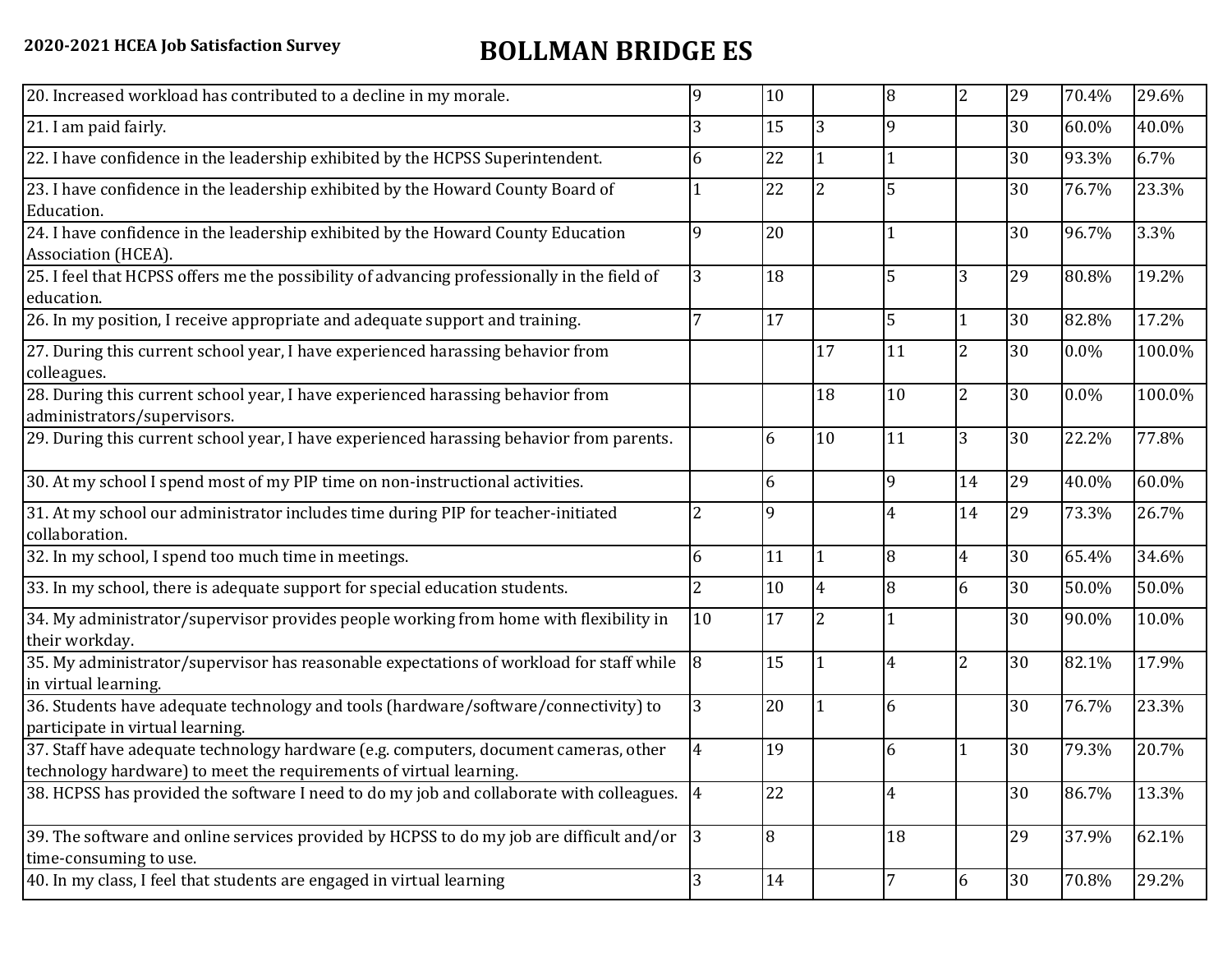|  |  |  |  |  |  |  |  |  |
|---|---|---|---|---|---|---|---|---|
| 20. Increased workload has contributed to a decline in my morale. | 9 | 10 |  | 8 | 2 | 29 | 70.4% | 29.6% |
| 21. I am paid fairly. | 3 | 15 | 3 | 9 |  | 30 | 60.0% | 40.0% |
| 22. I have confidence in the leadership exhibited by the HCPSS Superintendent. | 6 | 22 | 1 | 1 |  | 30 | 93.3% | 6.7% |
| 23. I have confidence in the leadership exhibited by the Howard County Board of Education. | 1 | 22 | 2 | 5 |  | 30 | 76.7% | 23.3% |
| 24. I have confidence in the leadership exhibited by the Howard County Education Association (HCEA). | 9 | 20 |  | 1 |  | 30 | 96.7% | 3.3% |
| 25. I feel that HCPSS offers me the possibility of advancing professionally in the field of education. | 3 | 18 |  | 5 | 3 | 29 | 80.8% | 19.2% |
| 26. In my position, I receive appropriate and adequate support and training. | 7 | 17 |  | 5 | 1 | 30 | 82.8% | 17.2% |
| 27. During this current school year, I have experienced harassing behavior from colleagues. |  |  | 17 | 11 | 2 | 30 | 0.0% | 100.0% |
| 28. During this current school year, I have experienced harassing behavior from administrators/supervisors. |  |  | 18 | 10 | 2 | 30 | 0.0% | 100.0% |
| 29. During this current school year, I have experienced harassing behavior from parents. |  | 6 | 10 | 11 | 3 | 30 | 22.2% | 77.8% |
| 30. At my school I spend most of my PIP time on non-instructional activities. |  | 6 |  | 9 | 14 | 29 | 40.0% | 60.0% |
| 31. At my school our administrator includes time during PIP for teacher-initiated collaboration. | 2 | 9 |  | 4 | 14 | 29 | 73.3% | 26.7% |
| 32. In my school, I spend too much time in meetings. | 6 | 11 | 1 | 8 | 4 | 30 | 65.4% | 34.6% |
| 33. In my school, there is adequate support for special education students. | 2 | 10 | 4 | 8 | 6 | 30 | 50.0% | 50.0% |
| 34. My administrator/supervisor provides people working from home with flexibility in their workday. | 10 | 17 | 2 | 1 |  | 30 | 90.0% | 10.0% |
| 35. My administrator/supervisor has reasonable expectations of workload for staff while in virtual learning. | 8 | 15 | 1 | 4 | 2 | 30 | 82.1% | 17.9% |
| 36. Students have adequate technology and tools (hardware/software/connectivity) to participate in virtual learning. | 3 | 20 | 1 | 6 |  | 30 | 76.7% | 23.3% |
| 37. Staff have adequate technology hardware (e.g. computers, document cameras, other technology hardware) to meet the requirements of virtual learning. | 4 | 19 |  | 6 | 1 | 30 | 79.3% | 20.7% |
| 38. HCPSS has provided the software I need to do my job and collaborate with colleagues. | 4 | 22 |  | 4 |  | 30 | 86.7% | 13.3% |
| 39. The software and online services provided by HCPSS to do my job are difficult and/or time-consuming to use. | 3 | 8 |  | 18 |  | 29 | 37.9% | 62.1% |
| 40. In my class, I feel that students are engaged in virtual learning | 3 | 14 |  | 7 | 6 | 30 | 70.8% | 29.2% |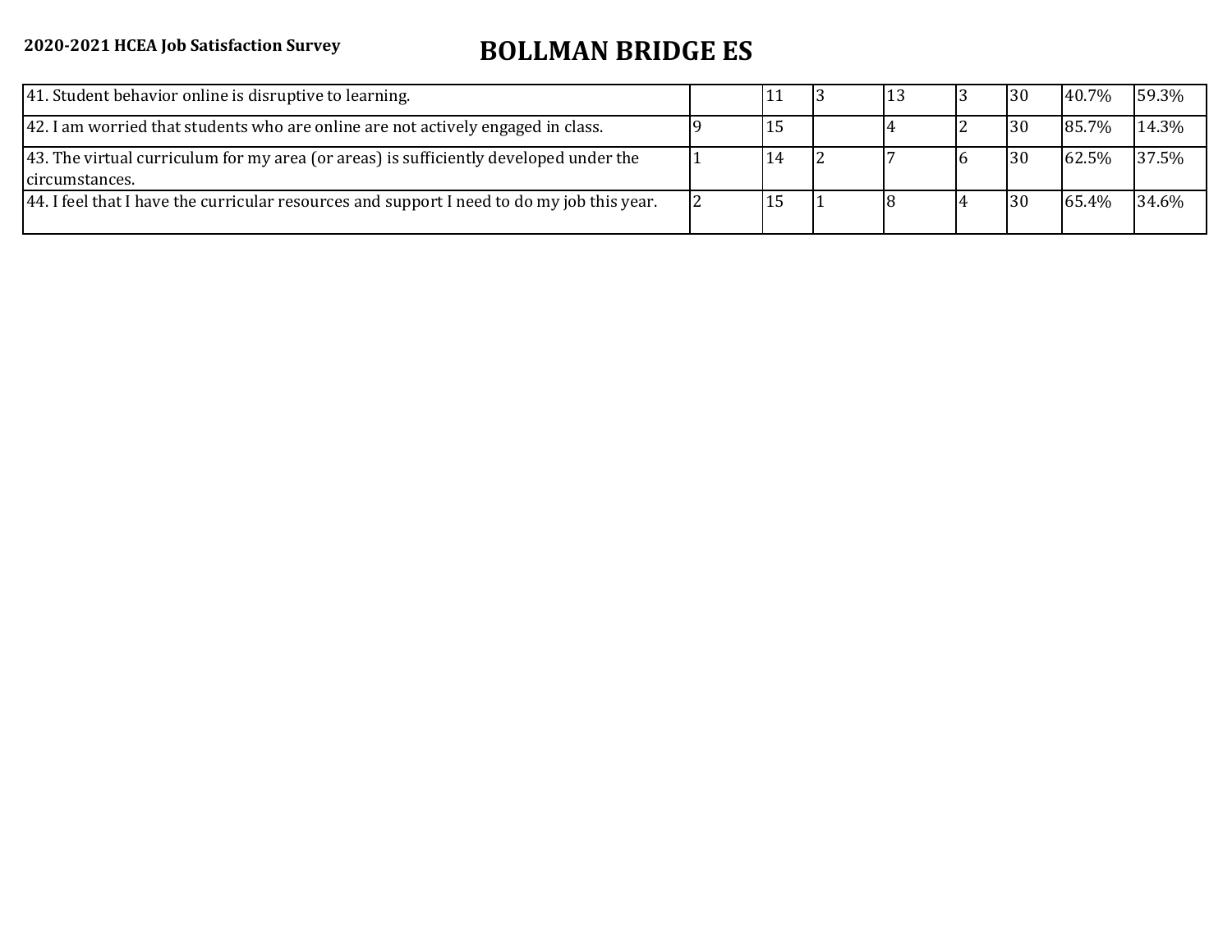| | | | | | | | | |
|---|---|---|---|---|---|---|---|---|
| 41. Student behavior online is disruptive to learning. | | 11 | 3 | 13 | 3 | 30 | 40.7% | 59.3% |
| 42. I am worried that students who are online are not actively engaged in class. | 9 | 15 | | 4 | 2 | 30 | 85.7% | 14.3% |
| 43. The virtual curriculum for my area (or areas) is sufficiently developed under the circumstances. | 1 | 14 | 2 | 7 | 6 | 30 | 62.5% | 37.5% |
| 44. I feel that I have the curricular resources and support I need to do my job this year. | 2 | 15 | 1 | 8 | 4 | 30 | 65.4% | 34.6% |